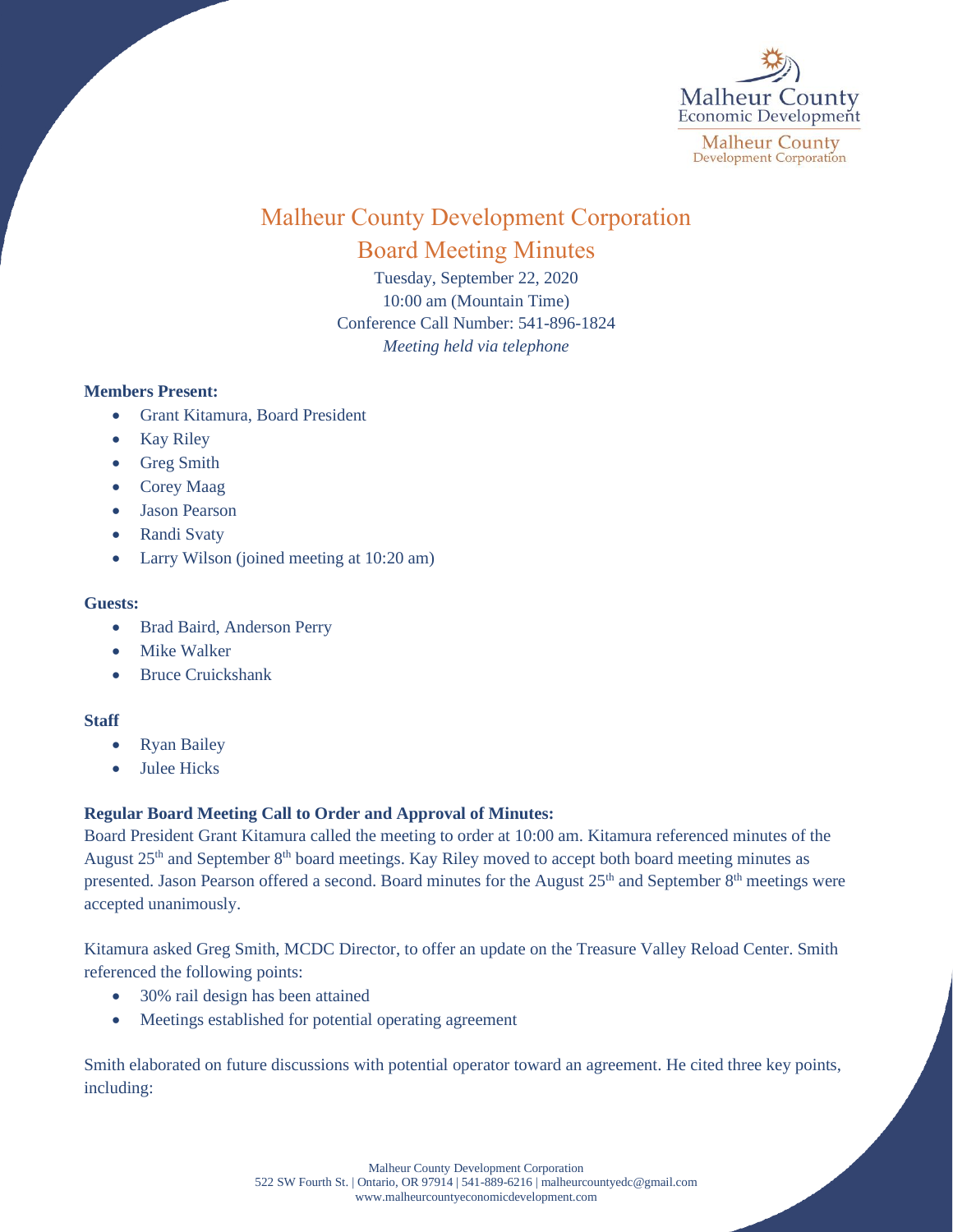# Malheur County Development Corporation

## Board Meeting Minutes

Tuesday, September 22, 2020
10:00 am (Mountain Time)
Conference Call Number: 541-896-1824
*Meeting held via telephone*

**Members Present:**

- Grant Kitamura, Board President
- Kay Riley
- Greg Smith
- Corey Maag
- Jason Pearson
- Randi Svaty
- Larry Wilson (joined meeting at 10:20 am)

**Guests:**

- Brad Baird, Anderson Perry
- Mike Walker
- Bruce Cruickshank

**Staff**

- Ryan Bailey
- Julee Hicks

**Regular Board Meeting Call to Order and Approval of Minutes:**

Board President Grant Kitamura called the meeting to order at 10:00 am. Kitamura referenced minutes of the August 25th and September 8th board meetings. Kay Riley moved to accept both board meeting minutes as presented. Jason Pearson offered a second. Board minutes for the August 25th and September 8th meetings were accepted unanimously.

Kitamura asked Greg Smith, MCDC Director, to offer an update on the Treasure Valley Reload Center. Smith referenced the following points:

- 30% rail design has been attained
- Meetings established for potential operating agreement

Smith elaborated on future discussions with potential operator toward an agreement. He cited three key points, including: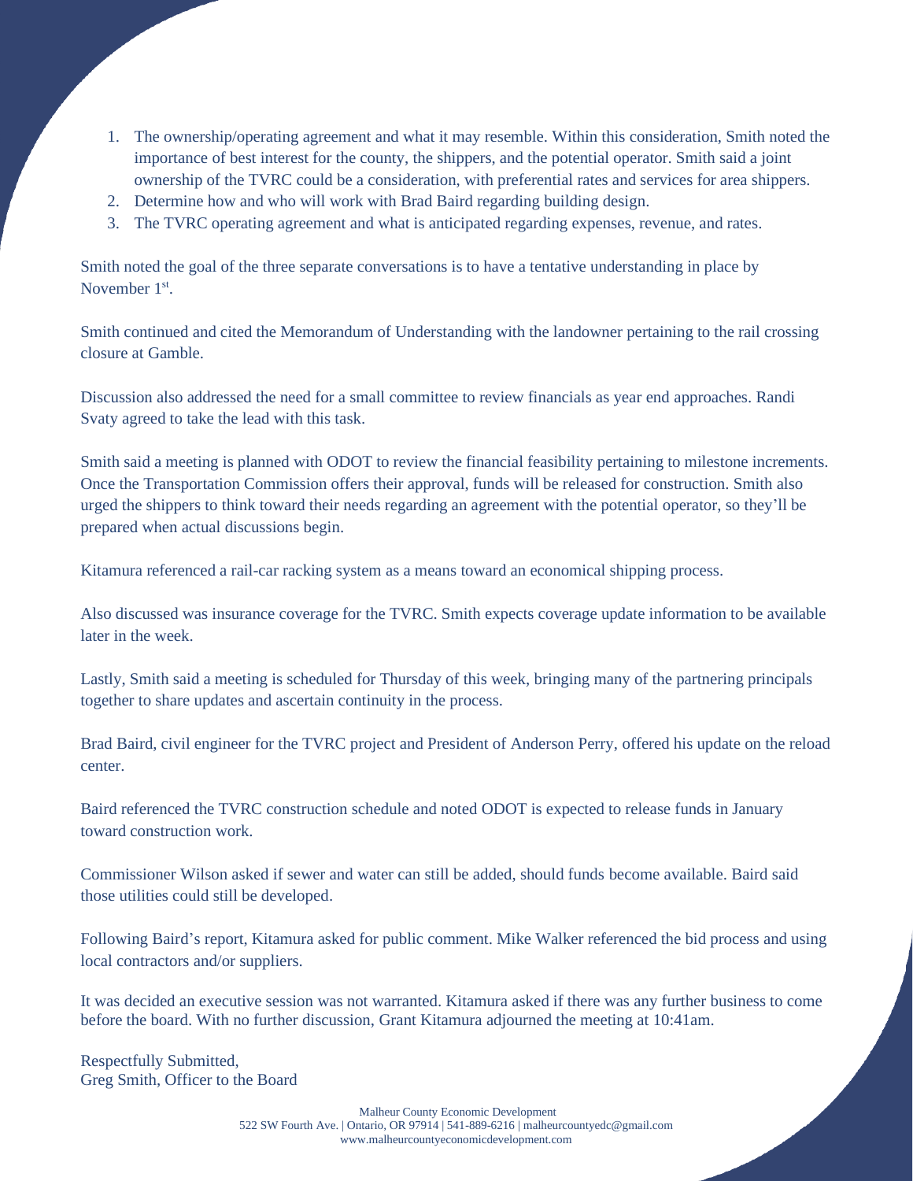1. The ownership/operating agreement and what it may resemble. Within this consideration, Smith noted the importance of best interest for the county, the shippers, and the potential operator. Smith said a joint ownership of the TVRC could be a consideration, with preferential rates and services for area shippers.
2. Determine how and who will work with Brad Baird regarding building design.
3. The TVRC operating agreement and what is anticipated regarding expenses, revenue, and rates.

Smith noted the goal of the three separate conversations is to have a tentative understanding in place by November 1st.

Smith continued and cited the Memorandum of Understanding with the landowner pertaining to the rail crossing closure at Gamble.

Discussion also addressed the need for a small committee to review financials as year end approaches. Randi Svaty agreed to take the lead with this task.

Smith said a meeting is planned with ODOT to review the financial feasibility pertaining to milestone increments. Once the Transportation Commission offers their approval, funds will be released for construction. Smith also urged the shippers to think toward their needs regarding an agreement with the potential operator, so they'll be prepared when actual discussions begin.

Kitamura referenced a rail-car racking system as a means toward an economical shipping process.

Also discussed was insurance coverage for the TVRC. Smith expects coverage update information to be available later in the week.

Lastly, Smith said a meeting is scheduled for Thursday of this week, bringing many of the partnering principals together to share updates and ascertain continuity in the process.

Brad Baird, civil engineer for the TVRC project and President of Anderson Perry, offered his update on the reload center.

Baird referenced the TVRC construction schedule and noted ODOT is expected to release funds in January toward construction work.

Commissioner Wilson asked if sewer and water can still be added, should funds become available. Baird said those utilities could still be developed.

Following Baird's report, Kitamura asked for public comment. Mike Walker referenced the bid process and using local contractors and/or suppliers.

It was decided an executive session was not warranted. Kitamura asked if there was any further business to come before the board. With no further discussion, Grant Kitamura adjourned the meeting at 10:41am.

Respectfully Submitted,
Greg Smith, Officer to the Board

Malheur County Economic Development
522 SW Fourth Ave. | Ontario, OR 97914 | 541-889-6216 | malheurcountyedc@gmail.com
www.malheurcountyeconomicdevelopment.com